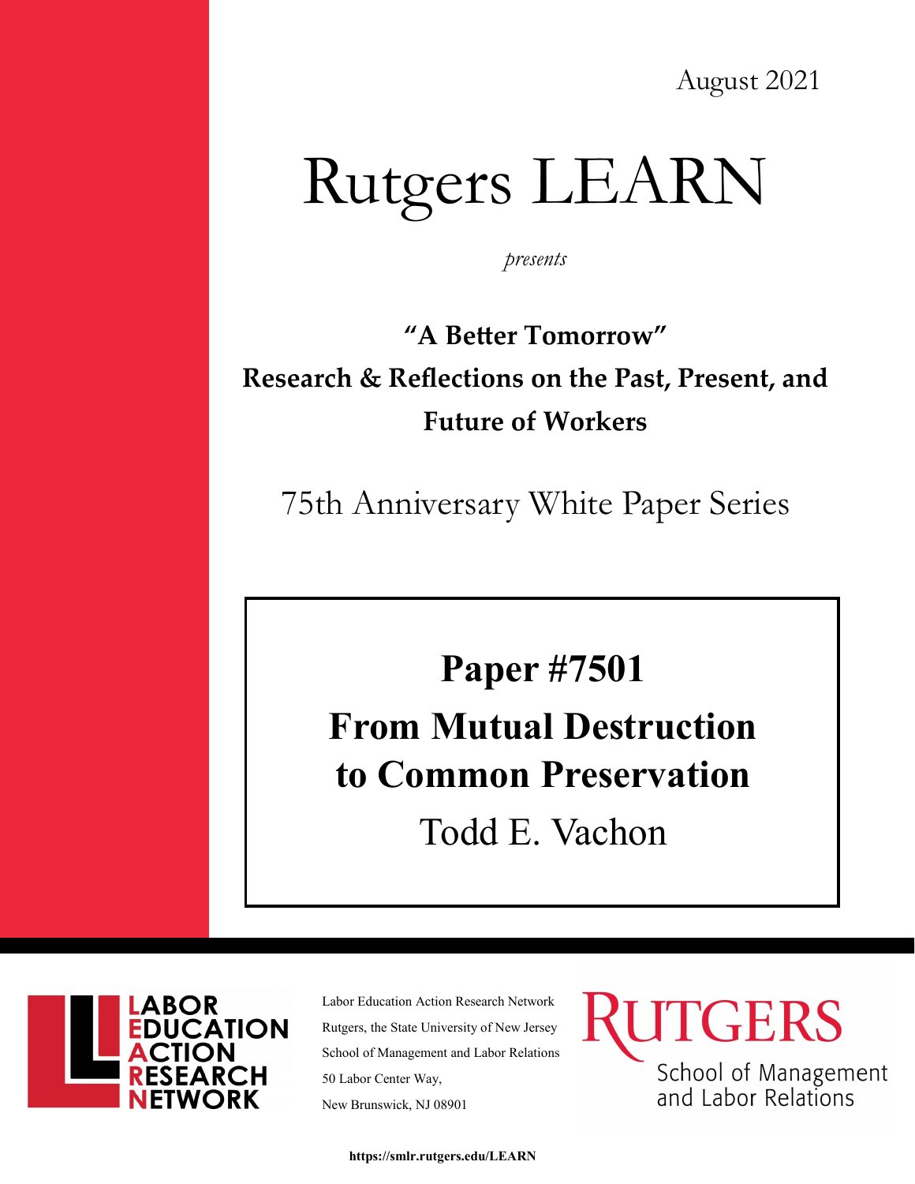August 2021

# Rutgers LEARN

*presents*

**"A Better Tomorrow"**
**Research & Reflections on the Past, Present, and Future of Workers**

75th Anniversary White Paper Series

## Paper #7501

## From Mutual Destruction to Common Preservation

Todd E. Vachon

LABOR EDUCATION ACTION RESEARCH NETWORK

Labor Education Action Research Network
Rutgers, the State University of New Jersey
School of Management and Labor Relations
50 Labor Center Way,
New Brunswick, NJ 08901

RUTGERS
School of Management and Labor Relations

**https://smlr.rutgers.edu/LEARN**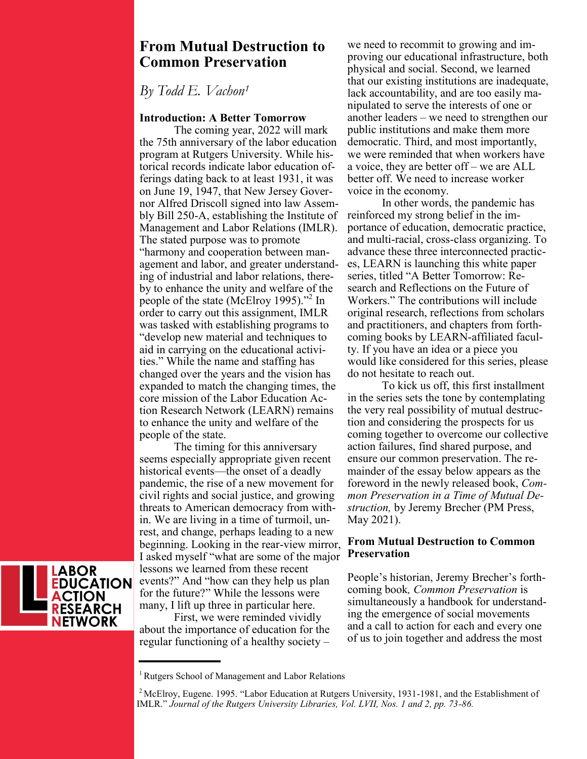# From Mutual Destruction to Common Preservation

*By Todd E. Vachon[1]*

**Introduction: A Better Tomorrow**

The coming year, 2022 will mark the 75th anniversary of the labor education program at Rutgers University. While historical records indicate labor education offerings dating back to at least 1931, it was on June 19, 1947, that New Jersey Governor Alfred Driscoll signed into law Assembly Bill 250-A, establishing the Institute of Management and Labor Relations (IMLR). The stated purpose was to promote "harmony and cooperation between management and labor, and greater understanding of industrial and labor relations, thereby to enhance the unity and welfare of the people of the state (McElroy 1995)."[2] In order to carry out this assignment, IMLR was tasked with establishing programs to "develop new material and techniques to aid in carrying on the educational activities." While the name and staffing has changed over the years and the vision has expanded to match the changing times, the core mission of the Labor Education Action Research Network (LEARN) remains to enhance the unity and welfare of the people of the state.

The timing for this anniversary seems especially appropriate given recent historical events—the onset of a deadly pandemic, the rise of a new movement for civil rights and social justice, and growing threats to American democracy from within. We are living in a time of turmoil, unrest, and change, perhaps leading to a new beginning. Looking in the rear-view mirror, I asked myself "what are some of the major lessons we learned from these recent events?" And "how can they help us plan for the future?" While the lessons were many, I lift up three in particular here.

First, we were reminded vividly about the importance of education for the regular functioning of a healthy society – we need to recommit to growing and improving our educational infrastructure, both physical and social. Second, we learned that our existing institutions are inadequate, lack accountability, and are too easily manipulated to serve the interests of one or another leaders – we need to strengthen our public institutions and make them more democratic. Third, and most importantly, we were reminded that when workers have a voice, they are better off – we are ALL better off. We need to increase worker voice in the economy.

In other words, the pandemic has reinforced my strong belief in the importance of education, democratic practice, and multi-racial, cross-class organizing. To advance these three interconnected practices, LEARN is launching this white paper series, titled "A Better Tomorrow: Research and Reflections on the Future of Workers." The contributions will include original research, reflections from scholars and practitioners, and chapters from forthcoming books by LEARN-affiliated faculty. If you have an idea or a piece you would like considered for this series, please do not hesitate to reach out.

To kick us off, this first installment in the series sets the tone by contemplating the very real possibility of mutual destruction and considering the prospects for us coming together to overcome our collective action failures, find shared purpose, and ensure our common preservation. The remainder of the essay below appears as the foreword in the newly released book, *Common Preservation in a Time of Mutual Destruction,* by Jeremy Brecher (PM Press, May 2021).

**From Mutual Destruction to Common Preservation**

People's historian, Jeremy Brecher's forthcoming book*, Common Preservation* is simultaneously a handbook for understanding the emergence of social movements and a call to action for each and every one of us to join together and address the most

LABOR EDUCATION ACTION RESEARCH NETWORK

---

[1] Rutgers School of Management and Labor Relations

[2] McElroy, Eugene. 1995. "Labor Education at Rutgers University, 1931-1981, and the Establishment of IMLR." *Journal of the Rutgers University Libraries, Vol. LVII, Nos. 1 and 2, pp. 73-86.*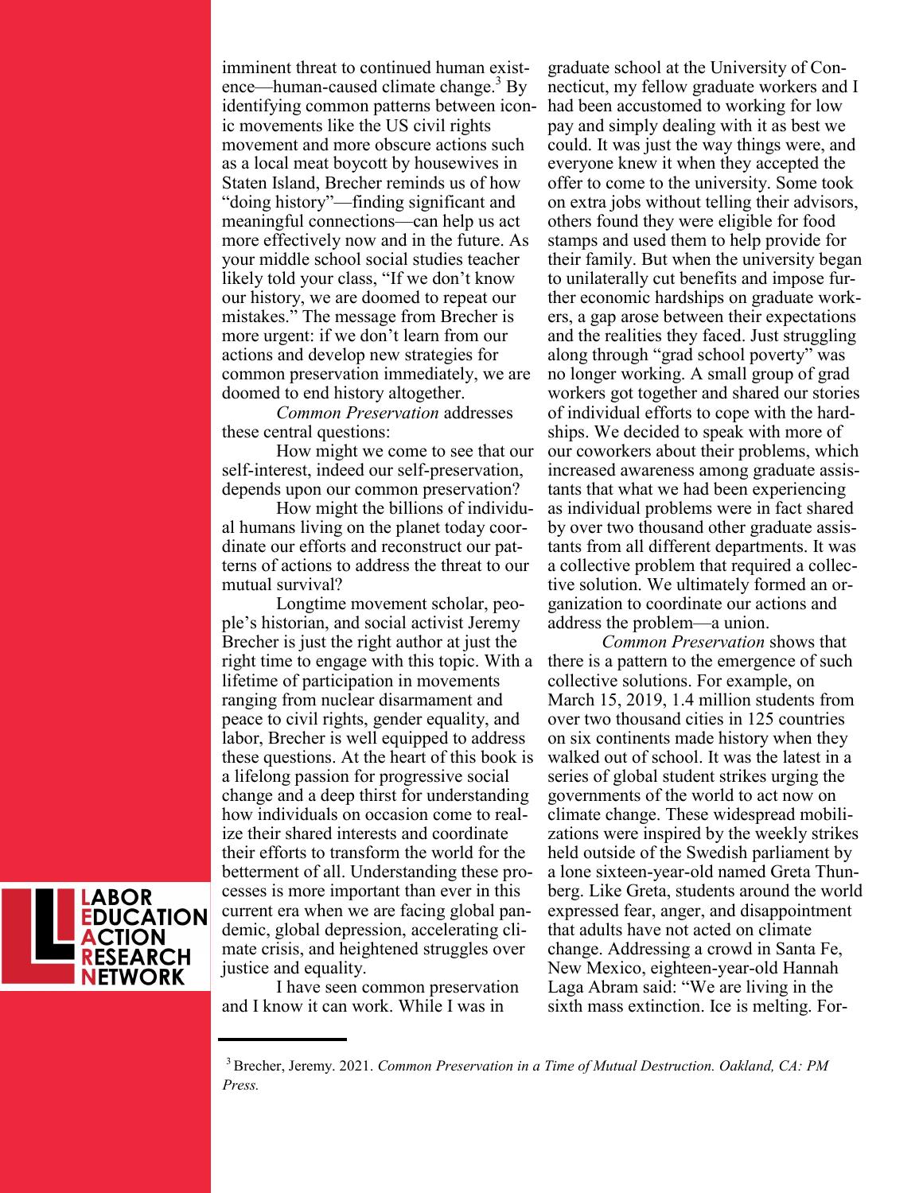imminent threat to continued human existence—human-caused climate change.[3] By identifying common patterns between iconic movements like the US civil rights movement and more obscure actions such as a local meat boycott by housewives in Staten Island, Brecher reminds us of how "doing history"—finding significant and meaningful connections—can help us act more effectively now and in the future. As your middle school social studies teacher likely told your class, "If we don't know our history, we are doomed to repeat our mistakes." The message from Brecher is more urgent: if we don't learn from our actions and develop new strategies for common preservation immediately, we are doomed to end history altogether.

*Common Preservation* addresses these central questions:

How might we come to see that our self-interest, indeed our self-preservation, depends upon our common preservation?

How might the billions of individual humans living on the planet today coordinate our efforts and reconstruct our patterns of actions to address the threat to our mutual survival?

Longtime movement scholar, people's historian, and social activist Jeremy Brecher is just the right author at just the right time to engage with this topic. With a lifetime of participation in movements ranging from nuclear disarmament and peace to civil rights, gender equality, and labor, Brecher is well equipped to address these questions. At the heart of this book is a lifelong passion for progressive social change and a deep thirst for understanding how individuals on occasion come to realize their shared interests and coordinate their efforts to transform the world for the betterment of all. Understanding these processes is more important than ever in this current era when we are facing global pandemic, global depression, accelerating climate crisis, and heightened struggles over justice and equality.

I have seen common preservation and I know it can work. While I was in graduate school at the University of Connecticut, my fellow graduate workers and I had been accustomed to working for low pay and simply dealing with it as best we could. It was just the way things were, and everyone knew it when they accepted the offer to come to the university. Some took on extra jobs without telling their advisors, others found they were eligible for food stamps and used them to help provide for their family. But when the university began to unilaterally cut benefits and impose further economic hardships on graduate workers, a gap arose between their expectations and the realities they faced. Just struggling along through "grad school poverty" was no longer working. A small group of grad workers got together and shared our stories of individual efforts to cope with the hardships. We decided to speak with more of our coworkers about their problems, which increased awareness among graduate assistants that what we had been experiencing as individual problems were in fact shared by over two thousand other graduate assistants from all different departments. It was a collective problem that required a collective solution. We ultimately formed an organization to coordinate our actions and address the problem—a union.

*Common Preservation* shows that there is a pattern to the emergence of such collective solutions. For example, on March 15, 2019, 1.4 million students from over two thousand cities in 125 countries on six continents made history when they walked out of school. It was the latest in a series of global student strikes urging the governments of the world to act now on climate change. These widespread mobilizations were inspired by the weekly strikes held outside of the Swedish parliament by a lone sixteen-year-old named Greta Thunberg. Like Greta, students around the world expressed fear, anger, and disappointment that adults have not acted on climate change. Addressing a crowd in Santa Fe, New Mexico, eighteen-year-old Hannah Laga Abram said: "We are living in the sixth mass extinction. Ice is melting. For-

---

[3] Brecher, Jeremy. 2021. *Common Preservation in a Time of Mutual Destruction. Oakland, CA: PM Press.*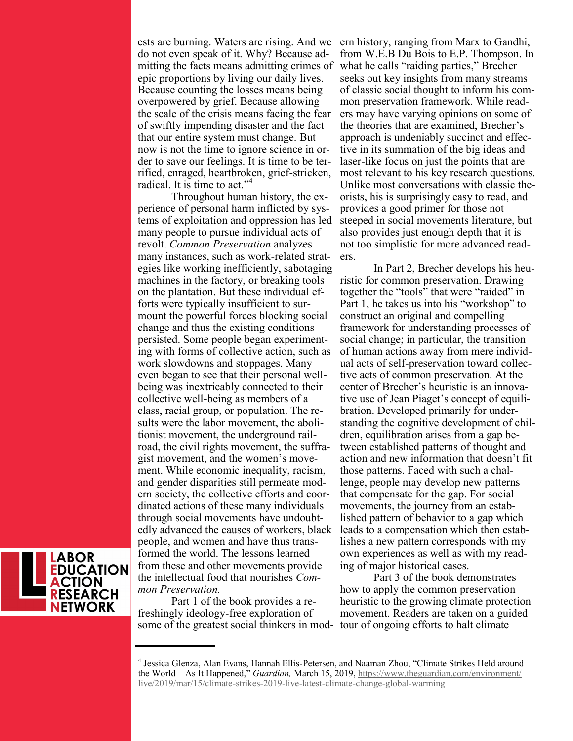ests are burning. Waters are rising. And we do not even speak of it. Why? Because admitting the facts means admitting crimes of epic proportions by living our daily lives. Because counting the losses means being overpowered by grief. Because allowing the scale of the crisis means facing the fear of swiftly impending disaster and the fact that our entire system must change. But now is not the time to ignore science in order to save our feelings. It is time to be terrified, enraged, heartbroken, grief-stricken, radical. It is time to act."[4]

Throughout human history, the experience of personal harm inflicted by systems of exploitation and oppression has led many people to pursue individual acts of revolt. *Common Preservation* analyzes many instances, such as work-related strategies like working inefficiently, sabotaging machines in the factory, or breaking tools on the plantation. But these individual efforts were typically insufficient to surmount the powerful forces blocking social change and thus the existing conditions persisted. Some people began experimenting with forms of collective action, such as work slowdowns and stoppages. Many even began to see that their personal well-being was inextricably connected to their collective well-being as members of a class, racial group, or population. The results were the labor movement, the abolitionist movement, the underground railroad, the civil rights movement, the suffragist movement, and the women's movement. While economic inequality, racism, and gender disparities still permeate modern society, the collective efforts and coordinated actions of these many individuals through social movements have undoubtedly advanced the causes of workers, black people, and women and have thus transformed the world. The lessons learned from these and other movements provide the intellectual food that nourishes *Common Preservation.*

Part 1 of the book provides a refreshingly ideology-free exploration of some of the greatest social thinkers in modern history, ranging from Marx to Gandhi, from W.E.B Du Bois to E.P. Thompson. In what he calls "raiding parties," Brecher seeks out key insights from many streams of classic social thought to inform his common preservation framework. While readers may have varying opinions on some of the theories that are examined, Brecher's approach is undeniably succinct and effective in its summation of the big ideas and laser-like focus on just the points that are most relevant to his key research questions. Unlike most conversations with classic theorists, his is surprisingly easy to read, and provides a good primer for those not steeped in social movements literature, but also provides just enough depth that it is not too simplistic for more advanced readers.

In Part 2, Brecher develops his heuristic for common preservation. Drawing together the "tools" that were "raided" in Part 1, he takes us into his "workshop" to construct an original and compelling framework for understanding processes of social change; in particular, the transition of human actions away from mere individual acts of self-preservation toward collective acts of common preservation. At the center of Brecher's heuristic is an innovative use of Jean Piaget's concept of equilibration. Developed primarily for understanding the cognitive development of children, equilibration arises from a gap between established patterns of thought and action and new information that doesn't fit those patterns. Faced with such a challenge, people may develop new patterns that compensate for the gap. For social movements, the journey from an established pattern of behavior to a gap which leads to a compensation which then establishes a new pattern corresponds with my own experiences as well as with my reading of major historical cases.

Part 3 of the book demonstrates how to apply the common preservation heuristic to the growing climate protection movement. Readers are taken on a guided tour of ongoing efforts to halt climate

---

[4] Jessica Glenza, Alan Evans, Hannah Ellis-Petersen, and Naaman Zhou, "Climate Strikes Held around the World—As It Happened," *Guardian,* March 15, 2019, https://www.theguardian.com/environment/live/2019/mar/15/climate-strikes-2019-live-latest-climate-change-global-warming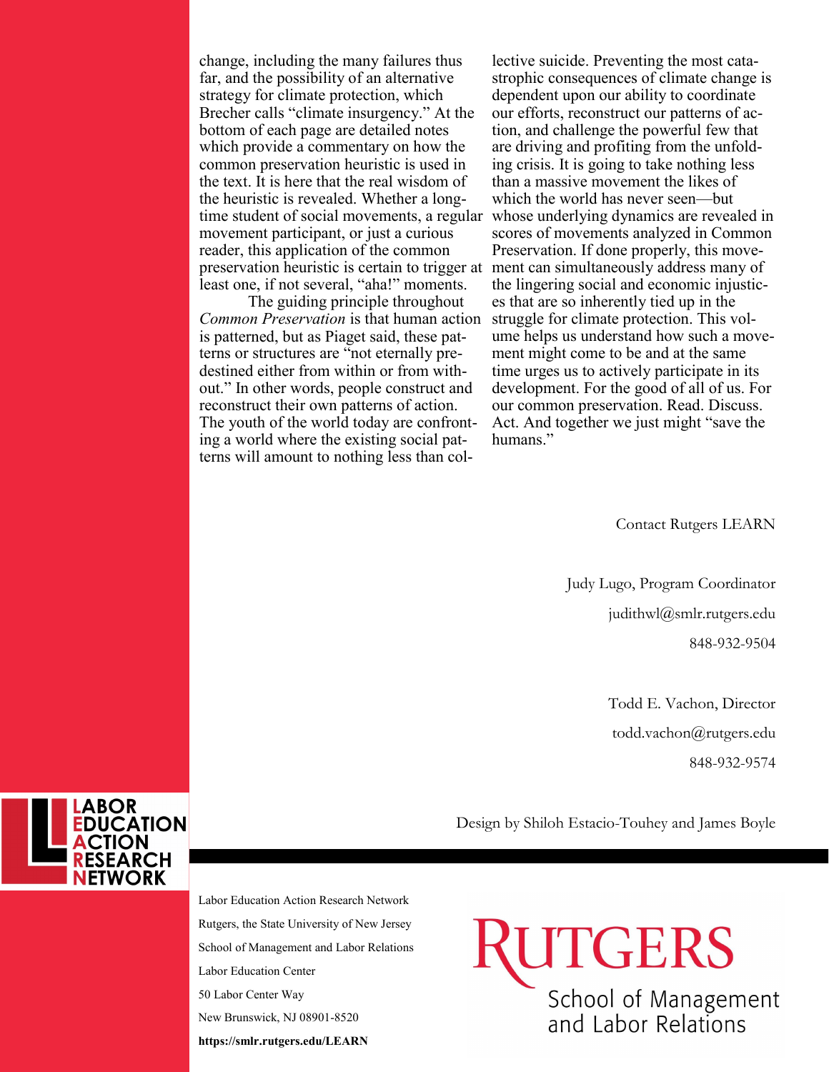change, including the many failures thus far, and the possibility of an alternative strategy for climate protection, which Brecher calls "climate insurgency." At the bottom of each page are detailed notes which provide a commentary on how the common preservation heuristic is used in the text. It is here that the real wisdom of the heuristic is revealed. Whether a long-time student of social movements, a regular movement participant, or just a curious reader, this application of the common preservation heuristic is certain to trigger at least one, if not several, "aha!" moments.

The guiding principle throughout *Common Preservation* is that human action is patterned, but as Piaget said, these patterns or structures are "not eternally predestined either from within or from without." In other words, people construct and reconstruct their own patterns of action. The youth of the world today are confronting a world where the existing social patterns will amount to nothing less than collective suicide. Preventing the most catastrophic consequences of climate change is dependent upon our ability to coordinate our efforts, reconstruct our patterns of action, and challenge the powerful few that are driving and profiting from the unfolding crisis. It is going to take nothing less than a massive movement the likes of which the world has never seen—but whose underlying dynamics are revealed in scores of movements analyzed in Common Preservation. If done properly, this movement can simultaneously address many of the lingering social and economic injustices that are so inherently tied up in the struggle for climate protection. This volume helps us understand how such a movement might come to be and at the same time urges us to actively participate in its development. For the good of all of us. For our common preservation. Read. Discuss. Act. And together we just might "save the humans."

Contact Rutgers LEARN

Judy Lugo, Program Coordinator
judithwl@smlr.rutgers.edu
848-932-9504

Todd E. Vachon, Director
todd.vachon@rutgers.edu
848-932-9574

LABOR EDUCATION ACTION RESEARCH NETWORK

Design by Shiloh Estacio-Touhey and James Boyle

Labor Education Action Research Network
Rutgers, the State University of New Jersey
School of Management and Labor Relations
Labor Education Center
50 Labor Center Way
New Brunswick, NJ 08901-8520
**https://smlr.rutgers.edu/LEARN**

RUTGERS
School of Management and Labor Relations